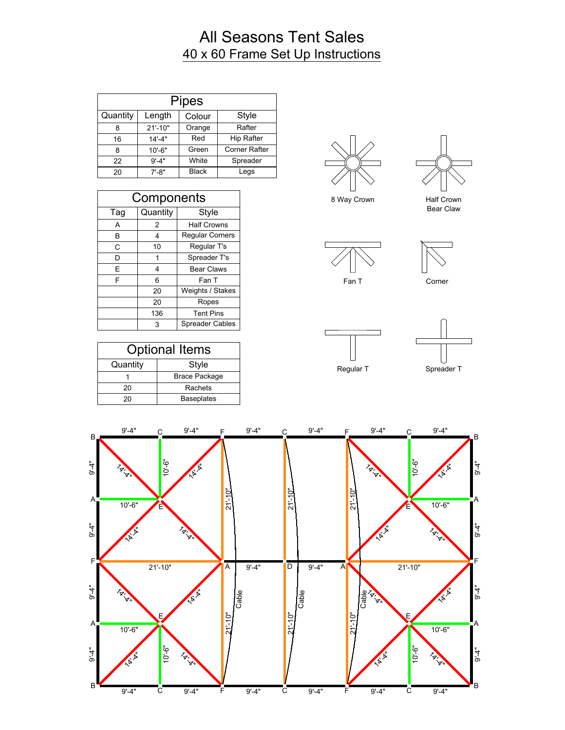# All Seasons Tent Sales

## 40 x 60 Frame Set Up Instructions

| Pipes | | | |
|---|---|---|---|
| **Quantity** | **Length** | **Colour** | **Style** |
| 8 | 21'-10" | Orange | Rafter |
| 16 | 14'-4" | Red | Hip Rafter |
| 8 | 10'-6" | Green | Corner Rafter |
| 22 | 9'-4" | White | Spreader |
| 20 | 7'-8" | Black | Legs |

| Components | | |
|---|---|---|
| **Tag** | **Quantity** | **Style** |
| A | 2 | Half Crowns |
| B | 4 | Regular Corners |
| C | 10 | Regular T's |
| D | 1 | Spreader T's |
| E | 4 | Bear Claws |
| F | 6 | Fan T |
| | 20 | Weights / Stakes |
| | 20 | Ropes |
| | 136 | Tent Pins |
| | 3 | Spreader Cables |

| Optional Items | |
|---|---|
| **Quantity** | **Style** |
| 1 | Brace Package |
| 20 | Rachets |
| 20 | Baseplates |

8 Way Crown

Half Crown Bear Claw

Fan T

Corner

Regular T

Spreader T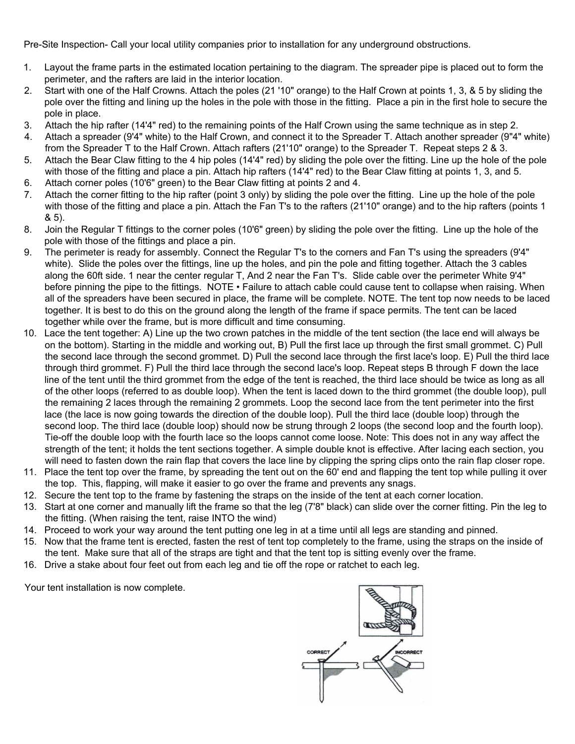Pre-Site Inspection- Call your local utility companies prior to installation for any underground obstructions.

1. Layout the frame parts in the estimated location pertaining to the diagram. The spreader pipe is placed out to form the perimeter, and the rafters are laid in the interior location.
2. Start with one of the Half Crowns. Attach the poles (21 '10" orange) to the Half Crown at points 1, 3, & 5 by sliding the pole over the fitting and lining up the holes in the pole with those in the fitting. Place a pin in the first hole to secure the pole in place.
3. Attach the hip rafter (14'4" red) to the remaining points of the Half Crown using the same technique as in step 2.
4. Attach a spreader (9'4" white) to the Half Crown, and connect it to the Spreader T. Attach another spreader (9"4" white) from the Spreader T to the Half Crown. Attach rafters (21'10" orange) to the Spreader T. Repeat steps 2 & 3.
5. Attach the Bear Claw fitting to the 4 hip poles (14'4" red) by sliding the pole over the fitting. Line up the hole of the pole with those of the fitting and place a pin. Attach hip rafters (14'4" red) to the Bear Claw fitting at points 1, 3, and 5.
6. Attach corner poles (10'6" green) to the Bear Claw fitting at points 2 and 4.
7. Attach the corner fitting to the hip rafter (point 3 only) by sliding the pole over the fitting. Line up the hole of the pole with those of the fitting and place a pin. Attach the Fan T's to the rafters (21'10" orange) and to the hip rafters (points 1 & 5).
8. Join the Regular T fittings to the corner poles (10'6" green) by sliding the pole over the fitting. Line up the hole of the pole with those of the fittings and place a pin.
9. The perimeter is ready for assembly. Connect the Regular T's to the corners and Fan T's using the spreaders (9'4" white). Slide the poles over the fittings, line up the holes, and pin the pole and fitting together. Attach the 3 cables along the 60ft side. 1 near the center regular T, And 2 near the Fan T's. Slide cable over the perimeter White 9'4" before pinning the pipe to the fittings. NOTE • Failure to attach cable could cause tent to collapse when raising. When all of the spreaders have been secured in place, the frame will be complete. NOTE. The tent top now needs to be laced together. It is best to do this on the ground along the length of the frame if space permits. The tent can be laced together while over the frame, but is more difficult and time consuming.
10. Lace the tent together: A) Line up the two crown patches in the middle of the tent section (the lace end will always be on the bottom). Starting in the middle and working out, B) Pull the first lace up through the first small grommet. C) Pull the second lace through the second grommet. D) Pull the second lace through the first lace's loop. E) Pull the third lace through third grommet. F) Pull the third lace through the second lace's loop. Repeat steps B through F down the lace line of the tent until the third grommet from the edge of the tent is reached, the third lace should be twice as long as all of the other loops (referred to as double loop). When the tent is laced down to the third grommet (the double loop), pull the remaining 2 laces through the remaining 2 grommets. Loop the second lace from the tent perimeter into the first lace (the lace is now going towards the direction of the double loop). Pull the third lace (double loop) through the second loop. The third lace (double loop) should now be strung through 2 loops (the second loop and the fourth loop). Tie-off the double loop with the fourth lace so the loops cannot come loose. Note: This does not in any way affect the strength of the tent; it holds the tent sections together. A simple double knot is effective. After lacing each section, you will need to fasten down the rain flap that covers the lace line by clipping the spring clips onto the rain flap closer rope.
11. Place the tent top over the frame, by spreading the tent out on the 60' end and flapping the tent top while pulling it over the top. This, flapping, will make it easier to go over the frame and prevents any snags.
12. Secure the tent top to the frame by fastening the straps on the inside of the tent at each corner location.
13. Start at one corner and manually lift the frame so that the leg (7'8" black) can slide over the corner fitting. Pin the leg to the fitting. (When raising the tent, raise INTO the wind)
14. Proceed to work your way around the tent putting one leg in at a time until all legs are standing and pinned.
15. Now that the frame tent is erected, fasten the rest of tent top completely to the frame, using the straps on the inside of the tent. Make sure that all of the straps are tight and that the tent top is sitting evenly over the frame.
16. Drive a stake about four feet out from each leg and tie off the rope or ratchet to each leg.

Your tent installation is now complete.

CORRECT

INCORRECT